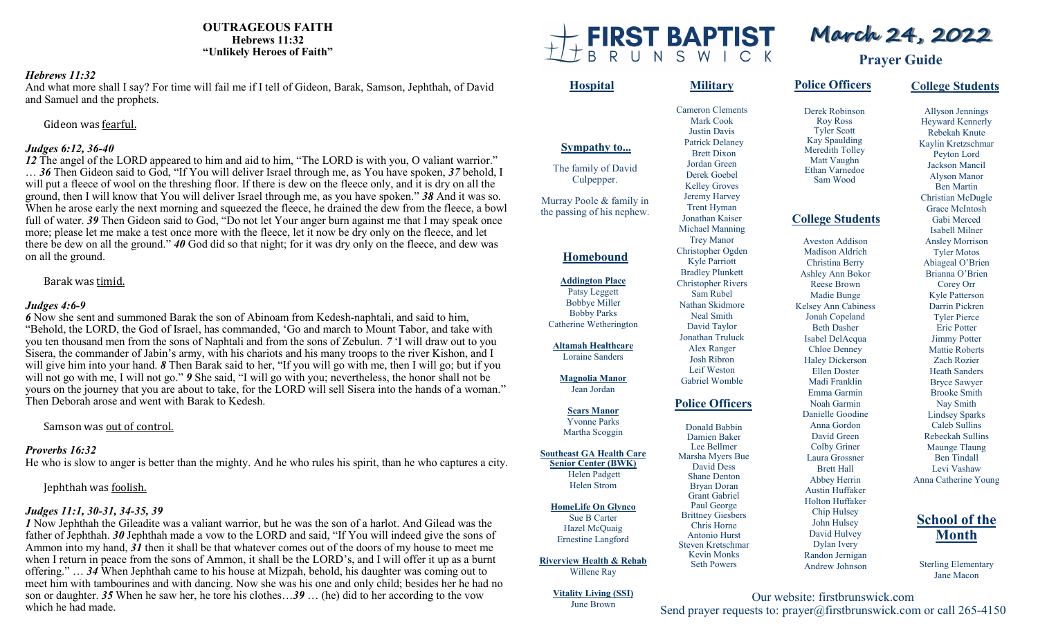**OUTRAGEOUS FAITH**
**Hebrews 11:32**
**"Unlikely Heroes of Faith"**

***Hebrews 11:32***
And what more shall I say? For time will fail me if I tell of Gideon, Barak, Samson, Jephthah, of David and Samuel and the prophets.

Gideon was <u>fearful.</u>

***Judges 6:12, 36-40***
***12*** The angel of the LORD appeared to him and aid to him, "The LORD is with you, O valiant warrior." … ***36*** Then Gideon said to God, "If You will deliver Israel through me, as You have spoken, ***37*** behold, I will put a fleece of wool on the threshing floor. If there is dew on the fleece only, and it is dry on all the ground, then I will know that You will deliver Israel through me, as you have spoken." ***38*** And it was so. When he arose early the next morning and squeezed the fleece, he drained the dew from the fleece, a bowl full of water. ***39*** Then Gideon said to God, "Do not let Your anger burn against me that I may speak once more; please let me make a test once more with the fleece, let it now be dry only on the fleece, and let there be dew on all the ground." ***40*** God did so that night; for it was dry only on the fleece, and dew was on all the ground.

Barak was <u>timid.</u>

***Judges 4:6-9***
***6*** Now she sent and summoned Barak the son of Abinoam from Kedesh-naphtali, and said to him, "Behold, the LORD, the God of Israel, has commanded, 'Go and march to Mount Tabor, and take with you ten thousand men from the sons of Naphtali and from the sons of Zebulun. ***7*** 'I will draw out to you Sisera, the commander of Jabin's army, with his chariots and his many troops to the river Kishon, and I will give him into your hand. ***8*** Then Barak said to her, "If you will go with me, then I will go; but if you will not go with me, I will not go." ***9*** She said, "I will go with you; nevertheless, the honor shall not be yours on the journey that you are about to take, for the LORD will sell Sisera into the hands of a woman." Then Deborah arose and went with Barak to Kedesh.

Samson was <u>out of control.</u>

***Proverbs 16:32***
He who is slow to anger is better than the mighty. And he who rules his spirit, than he who captures a city.

Jephthah was <u>foolish.</u>

***Judges 11:1, 30-31, 34-35, 39***
***1*** Now Jephthah the Gileadite was a valiant warrior, but he was the son of a harlot. And Gilead was the father of Jephthah. ***30*** Jephthah made a vow to the LORD and said, "If You will indeed give the sons of Ammon into my hand, ***31*** then it shall be that whatever comes out of the doors of my house to meet me when I return in peace from the sons of Ammon, it shall be the LORD's, and I will offer it up as a burnt offering." … ***34*** When Jephthah came to his house at Mizpah, behold, his daughter was coming out to meet him with tambourines and with dancing. Now she was his one and only child; besides her he had no son or daughter. ***35*** When he saw her, he tore his clothes…***39*** … (he) did to her according to the vow which he had made.

# FIRST BAPTIST BRUNSWICK

# March 24, 2022

## Prayer Guide

### Hospital

### Sympathy to...

The family of David Culpepper.

Murray Poole & family in the passing of his nephew.

### Homebound

**Addington Place**
Patsy Leggett
Bobbye Miller
Bobby Parks
Catherine Wetherington

**Altamah Healthcare**
Loraine Sanders

**Magnolia Manor**
Jean Jordan

**Sears Manor**
Yvonne Parks
Martha Scoggin

**Southeast GA Health Care Senior Center (BWK)**
Helen Padgett
Helen Strom

**HomeLife On Glynco**
Sue B Carter
Hazel McQuaig
Ernestine Langford

**Riverview Health & Rehab**
Willene Ray

**Vitality Living (SSI)**
June Brown

### Military

Cameron Clements
Mark Cook
Justin Davis
Patrick Delaney
Brett Dixon
Jordan Green
Derek Goebel
Kelley Groves
Jeremy Harvey
Trent Hyman
Jonathan Kaiser
Michael Manning
Trey Manor
Christopher Ogden
Kyle Parriott
Bradley Plunkett
Christopher Rivers
Sam Rubel
Nathan Skidmore
Neal Smith
David Taylor
Jonathan Truluck
Alex Ranger
Josh Ribron
Leif Weston
Gabriel Womble

### Police Officers

Donald Babbin
Damien Baker
Lee Bellmer
Marsha Myers Bue
David Dess
Shane Denton
Bryan Doran
Grant Gabriel
Paul George
Brittney Giesbers
Chris Horne
Antonio Hurst
Steven Kretschmar
Kevin Monks
Seth Powers
Derek Robinson
Roy Ross
Tyler Scott
Kay Spaulding
Meredith Tolley
Matt Vaughn
Ethan Varnedoe
Sam Wood

### College Students

Aveston Addison
Madison Aldrich
Christina Berry
Ashley Ann Bokor
Reese Brown
Madie Bunge
Kelsey Ann Cabiness
Jonah Copeland
Beth Dasher
Isabel DelAcqua
Chloe Denney
Haley Dickerson
Ellen Doster
Madi Franklin
Emma Garmin
Noah Garmin
Danielle Goodine
Anna Gordon
David Green
Colby Griner
Laura Grossner
Brett Hall
Abbey Herrin
Austin Huffaker
Holton Huffaker
Chip Hulsey
John Hulsey
David Hulvey
Dylan Ivery
Randon Jernigan
Andrew Johnson
Allyson Jennings
Heyward Kennerly
Rebekah Knute
Kaylin Kretzschmar
Peyton Lord
Jackson Mancil
Alyson Manor
Ben Martin
Christian McDugle
Grace McIntosh
Gabi Merced
Isabell Milner
Ansley Morrison
Tyler Motos
Abiageal O'Brien
Brianna O'Brien
Corey Orr
Kyle Patterson
Darrin Pickren
Tyler Pierce
Eric Potter
Jimmy Potter
Mattie Roberts
Zach Rozier
Heath Sanders
Bryce Sawyer
Brooke Smith
Nay Smith
Lindsey Sparks
Caleb Sullins
Rebeckah Sullins
Maunge Tlaung
Ben Tindall
Levi Vashaw
Anna Catherine Young

### School of the Month

Sterling Elementary
Jane Macon

Our website: firstbrunswick.com
Send prayer requests to: prayer@firstbrunswick.com or call 265-4150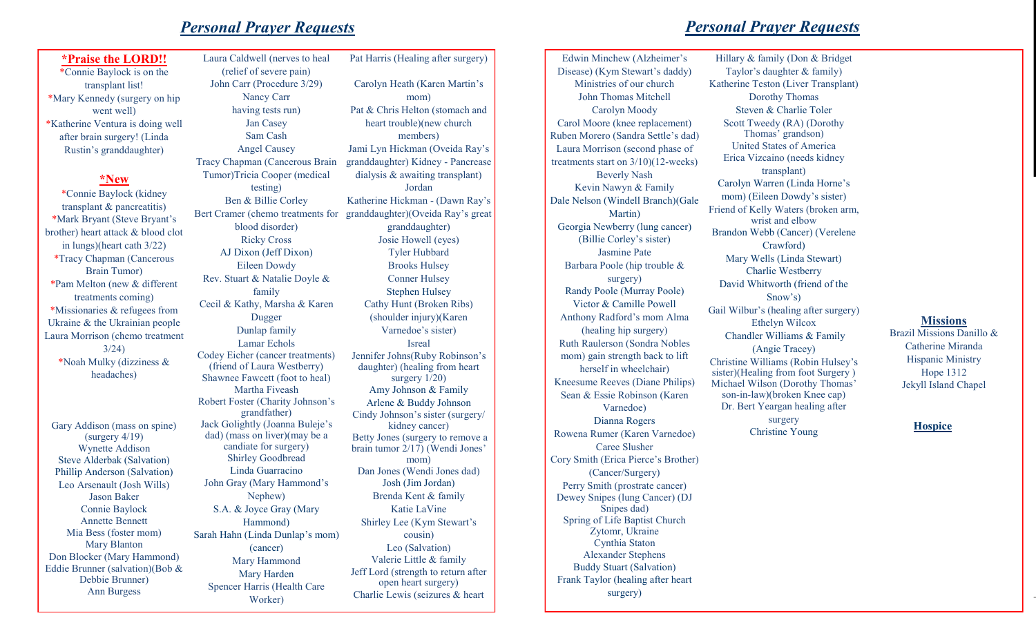# *Personal Prayer Requests*

## **\*Praise the LORD!!**

\*Connie Baylock is on the transplant list!
\*Mary Kennedy (surgery on hip went well)
\*Katherine Ventura is doing well after brain surgery! (Linda Rustin's granddaughter)

## **\*New**

\*Connie Baylock (kidney transplant & pancreatitis)
\*Mark Bryant (Steve Bryant's brother) heart attack & blood clot in lungs)(heart cath 3/22)
\*Tracy Chapman (Cancerous Brain Tumor)
\*Pam Melton (new & different treatments coming)
\*Missionaries & refugees from Ukraine & the Ukrainian people
Laura Morrison (chemo treatment 3/24)
\*Noah Mulky (dizziness & headaches)

Gary Addison (mass on spine) (surgery 4/19)
Wynette Addison
Steve Alderbak (Salvation)
Phillip Anderson (Salvation)
Leo Arsenault (Josh Wills)
Jason Baker
Connie Baylock
Annette Bennett
Mia Bess (foster mom)
Mary Blanton
Don Blocker (Mary Hammond)
Eddie Brunner (salvation)(Bob & Debbie Brunner)
Ann Burgess
Laura Caldwell (nerves to heal (relief of severe pain)
John Carr (Procedure 3/29)
Nancy Carr having tests run)
Jan Casey
Sam Cash
Angel Causey
Tracy Chapman (Cancerous Brain Tumor)Tricia Cooper (medical testing)
Ben & Billie Corley
Bert Cramer (chemo treatments for blood disorder)
Ricky Cross
AJ Dixon (Jeff Dixon)
Eileen Dowdy
Rev. Stuart & Natalie Doyle & family
Cecil & Kathy, Marsha & Karen Dugger
Dunlap family
Lamar Echols
Codey Eicher (cancer treatments)(friend of Laura Westberry)
Shawnee Fawcett (foot to heal)
Martha Fiveash
Robert Foster (Charity Johnson's grandfather)
Jack Golightly (Joanna Buleje's dad) (mass on liver)(may be a candiate for surgery)
Shirley Goodbread
Linda Guarracino
John Gray (Mary Hammond's Nephew)
S.A. & Joyce Gray (Mary Hammond)
Sarah Hahn (Linda Dunlap's mom) (cancer)
Mary Hammond
Mary Harden
Spencer Harris (Health Care Worker)
Pat Harris (Healing after surgery)
Carolyn Heath (Karen Martin's mom)
Pat & Chris Helton (stomach and heart trouble)(new church members)
Jami Lyn Hickman (Oveida Ray's granddaughter) Kidney - Pancrease dialysis & awaiting transplant)
Jordan
Katherine Hickman - (Dawn Ray's granddaughter)(Oveida Ray's great granddaughter)
Josie Howell (eyes)
Tyler Hubbard
Brooks Hulsey
Conner Hulsey
Stephen Hulsey
Cathy Hunt (Broken Ribs)(shoulder injury)(Karen Varnedoe's sister)
Isreal
Jennifer Johns(Ruby Robinson's daughter) (healing from heart surgery 1/20)
Amy Johnson & Family
Arlene & Buddy Johnson
Cindy Johnson's sister (surgery/kidney cancer)
Betty Jones (surgery to remove a brain tumor 2/17) (Wendi Jones' mom)
Dan Jones (Wendi Jones dad)
Josh (Jim Jordan)
Brenda Kent & family
Katie LaVine
Shirley Lee (Kym Stewart's cousin)
Leo (Salvation)
Valerie Little & family
Jeff Lord (strength to return after open heart surgery)
Charlie Lewis (seizures & heart

# *Personal Prayer Requests*

Edwin Minchew (Alzheimer's Disease) (Kym Stewart's daddy)
Ministries of our church
John Thomas Mitchell
Carolyn Moody
Carol Moore (knee replacement)
Ruben Morero (Sandra Settle's dad)
Laura Morrison (second phase of treatments start on 3/10)(12-weeks)
Beverly Nash
Kevin Nawyn & Family
Dale Nelson (Windell Branch)(Gale Martin)
Georgia Newberry (lung cancer) (Billie Corley's sister)
Jasmine Pate
Barbara Poole (hip trouble & surgery)
Randy Poole (Murray Poole)
Victor & Camille Powell
Anthony Radford's mom Alma (healing hip surgery)
Ruth Raulerson (Sondra Nobles mom) gain strength back to lift herself in wheelchair)
Kneesume Reeves (Diane Philips)
Sean & Essie Robinson (Karen Varnedoe)
Dianna Rogers
Rowena Rumer (Karen Varnedoe)
Caree Slusher
Cory Smith (Erica Pierce's Brother) (Cancer/Surgery)
Perry Smith (prostrate cancer)
Dewey Snipes (lung Cancer) (DJ Snipes dad)
Spring of Life Baptist Church Zytomr, Ukraine
Cynthia Staton
Alexander Stephens
Buddy Stuart (Salvation)
Frank Taylor (healing after heart surgery)
Hillary & family (Don & Bridget Taylor's daughter & family)
Katherine Teston (Liver Transplant)
Dorothy Thomas
Steven & Charlie Toler
Scott Tweedy (RA) (Dorothy Thomas' grandson)
United States of America
Erica Vizcaino (needs kidney transplant)
Carolyn Warren (Linda Horne's mom) (Eileen Dowdy's sister)
Friend of Kelly Waters (broken arm, wrist and elbow
Brandon Webb (Cancer) (Verelene Crawford)
Mary Wells (Linda Stewart)
Charlie Westberry
David Whitworth (friend of the Snow's)
Gail Wilbur's (healing after surgery)
Ethelyn Wilcox
Chandler Williams & Family (Angie Tracey)
Christine Williams (Robin Hulsey's sister)(Healing from foot Surgery )
Michael Wilson (Dorothy Thomas' son-in-law)(broken Knee cap)
Dr. Bert Yeargan healing after surgery
Christine Young

## **Missions**

Brazil Missions Danillo & Catherine Miranda
Hispanic Ministry
Hope 1312
Jekyll Island Chapel

## **Hospice**